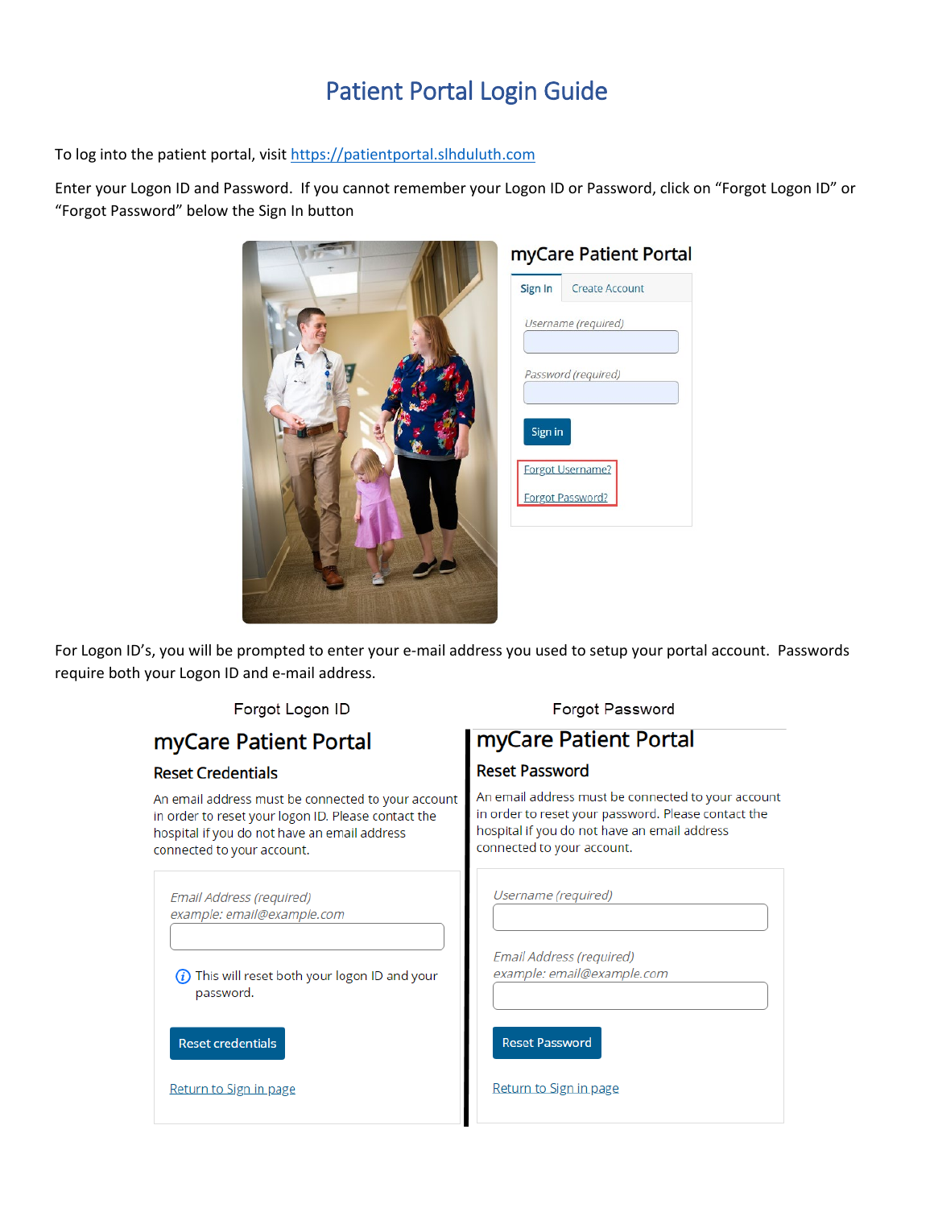# Patient Portal Login Guide

To log into the patient portal, visit https://patientportal.slhduluth.com

Enter your Logon ID and Password. If you cannot remember your Logon ID or Password, click on "Forgot Logon ID" or "Forgot Password" below the Sign In button

## myCare Patient Portal

Sign In | Create Account

Username (required)

Password (required)

Sign in

Forgot Username?

Forgot Password?

For Logon ID's, you will be prompted to enter your e-mail address you used to setup your portal account. Passwords require both your Logon ID and e-mail address.

### Forgot Logon ID

## myCare Patient Portal

### Reset Credentials

An email address must be connected to your account in order to reset your logon ID. Please contact the hospital if you do not have an email address connected to your account.

*Email Address (required)*
*example: email@example.com*

This will reset both your logon ID and your password.

Reset credentials

Return to Sign in page

### Forgot Password

## myCare Patient Portal

### Reset Password

An email address must be connected to your account in order to reset your password. Please contact the hospital if you do not have an email address connected to your account.

*Username (required)*

*Email Address (required)*
*example: email@example.com*

Reset Password

Return to Sign in page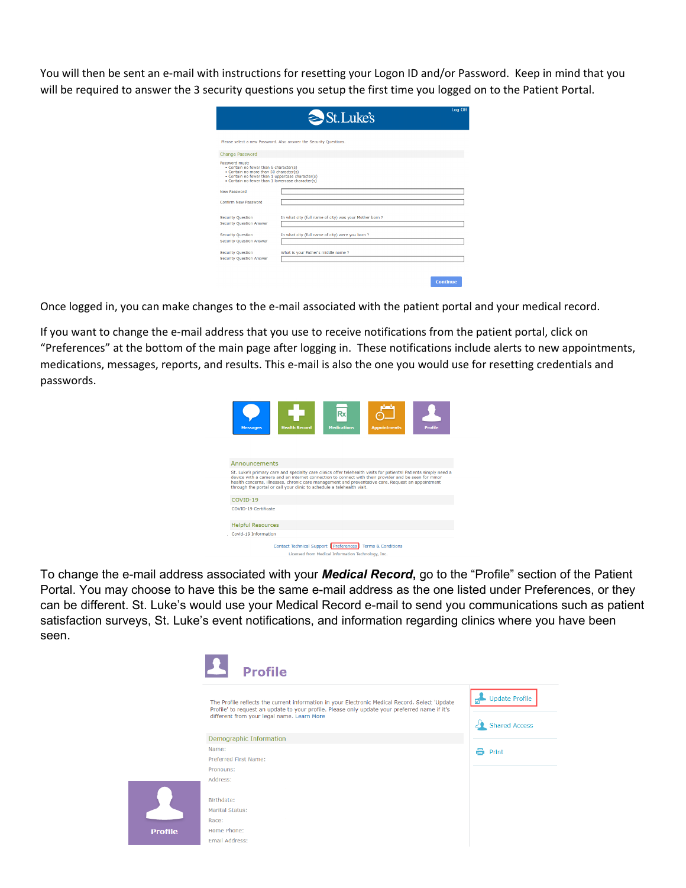You will then be sent an e-mail with instructions for resetting your Logon ID and/or Password. Keep in mind that you will be required to answer the 3 security questions you setup the first time you logged on to the Patient Portal.

Once logged in, you can make changes to the e-mail associated with the patient portal and your medical record.

If you want to change the e-mail address that you use to receive notifications from the patient portal, click on "Preferences" at the bottom of the main page after logging in. These notifications include alerts to new appointments, medications, messages, reports, and results. This e-mail is also the one you would use for resetting credentials and passwords.

To change the e-mail address associated with your ***Medical Record***, go to the "Profile" section of the Patient Portal. You may choose to have this be the same e-mail address as the one listed under Preferences, or they can be different. St. Luke's would use your Medical Record e-mail to send you communications such as patient satisfaction surveys, St. Luke's event notifications, and information regarding clinics where you have been seen.